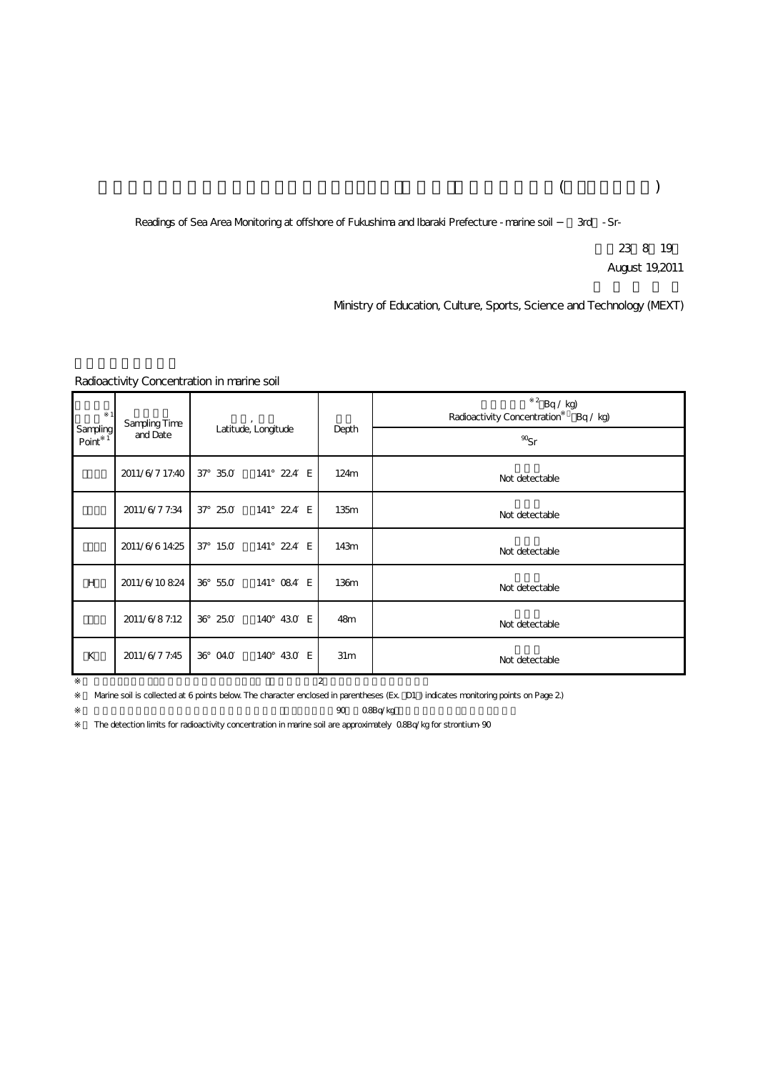Readings of Sea Area Monitoring at offshore of Fukushima and Ibaraki Prefecture - marine soil − 3rd - Sr-

23 8 19

August 19,2011

Ministry of Education, Culture, Sports, Science and Technology (MEXT)

Radioactivity Concentration in marine soil

| Sampling Point※1 | Sampling Time and Date | Latitude, Longitude | Depth | Radioactivity Concentration※2 (Bq / kg) |
|---|---|---|---|---|
| | | | | $^{90}Sr$ |
| | 2011/6/7 17:40 | 37° 35.0′ 141° 22.4′ E | 124m | Not detectable |
| | 2011/6/7 7:34 | 37° 25.0′ 141° 22.4′ E | 135m | Not detectable |
| | 2011/6/6 14:25 | 37° 15.0′ 141° 22.4′ E | 143m | Not detectable |
| H | 2011/6/10 8:24 | 36° 55.0′ 141° 08.4′ E | 136m | Not detectable |
| | 2011/6/8 7:12 | 36° 25.0′ 140° 43.0′ E | 48m | Not detectable |
| K | 2011/6/7 7:45 | 36° 04.0′ 140° 43.0′ E | 31m | Not detectable |

※ Marine soil is collected at 6 points below. The character enclosed in parentheses (Ex. D1 ) indicates monitoring points on Page 2.)

※ The detection limits for radioactivity concentration in marine soil are approximately 0.8Bq/kg for strontium-90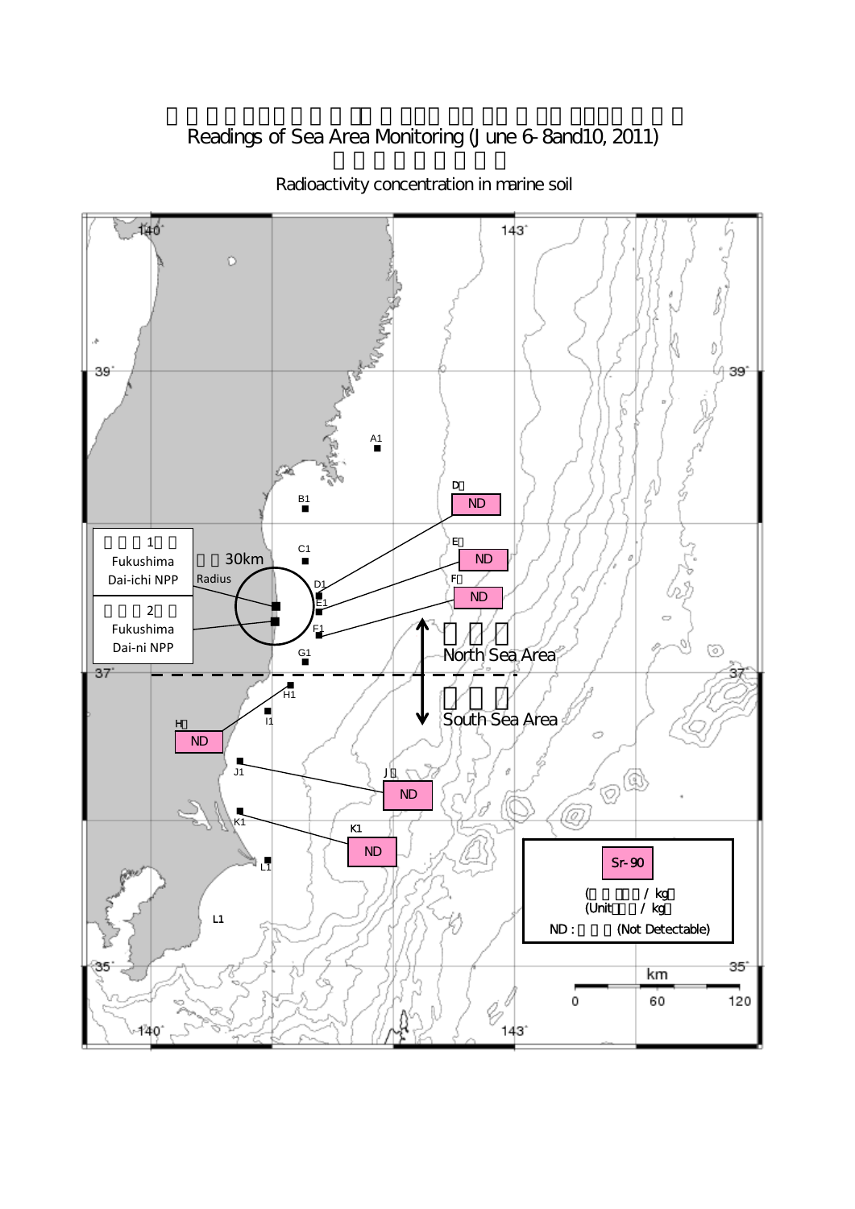Readings of Sea Area Monitoring (June 6-8and10, 2011)

Radioactivity concentration in marine soil

140° 143° 39° 37° 35°

A1

B1

C1

D1

E1

F1

G1

H1

I1

J1

K1

L1

D: ND

E: ND

F: ND

H: ND

J: ND

K1: ND

Fukushima Dai-ichi NPP

Fukushima Dai-ni NPP

30km Radius

North Sea Area

South Sea Area

Sr-90

(Unit / kg)

ND : (Not Detectable)

km

0 60 120